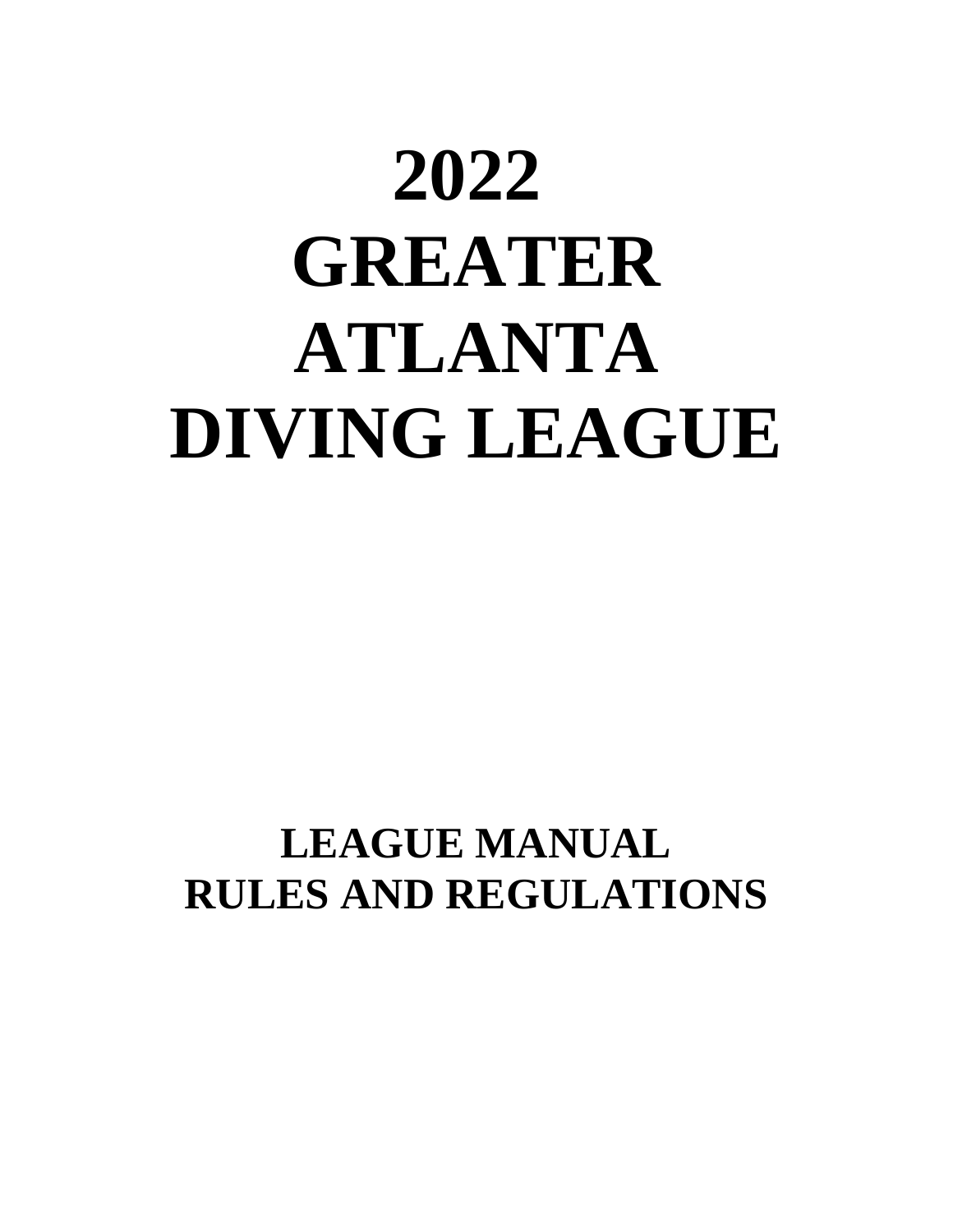# 2022 GREATER ATLANTA DIVING LEAGUE

## LEAGUE MANUAL
## RULES AND REGULATIONS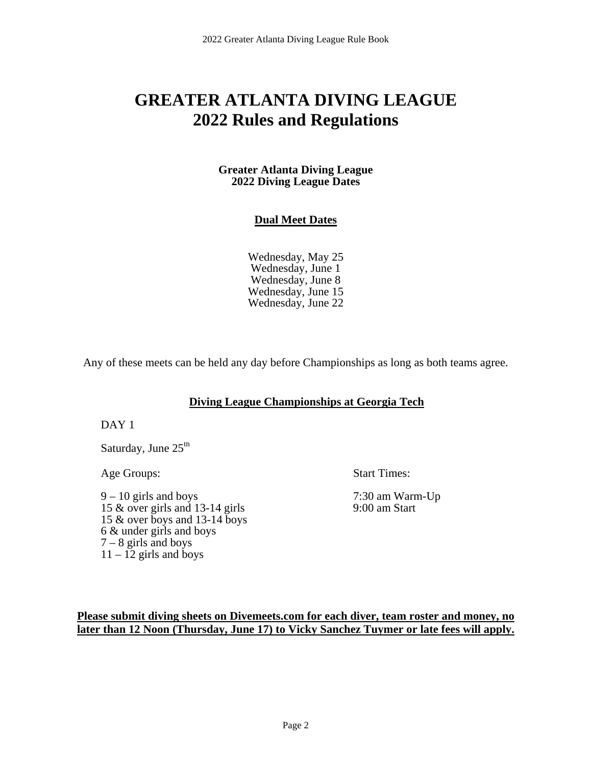# GREATER ATLANTA DIVING LEAGUE
# 2022 Rules and Regulations

**Greater Atlanta Diving League**
**2022 Diving League Dates**

## Dual Meet Dates

Wednesday, May 25
Wednesday, June 1
Wednesday, June 8
Wednesday, June 15
Wednesday, June 22

Any of these meets can be held any day before Championships as long as both teams agree.

## Diving League Championships at Georgia Tech

DAY 1

Saturday, June 25th

| Age Groups: | Start Times: |
|---|---|
| 9 – 10 girls and boys | 7:30 am Warm-Up |
| 15 & over girls and 13-14 girls | 9:00 am Start |
| 15 & over boys and 13-14 boys | |
| 6 & under girls and boys | |
| 7 – 8 girls and boys | |
| 11 – 12 girls and boys | |

**Please submit diving sheets on Divemeets.com for each diver, team roster and money, no later than 12 Noon (Thursday, June 17) to Vicky Sanchez Tuymer or late fees will apply.**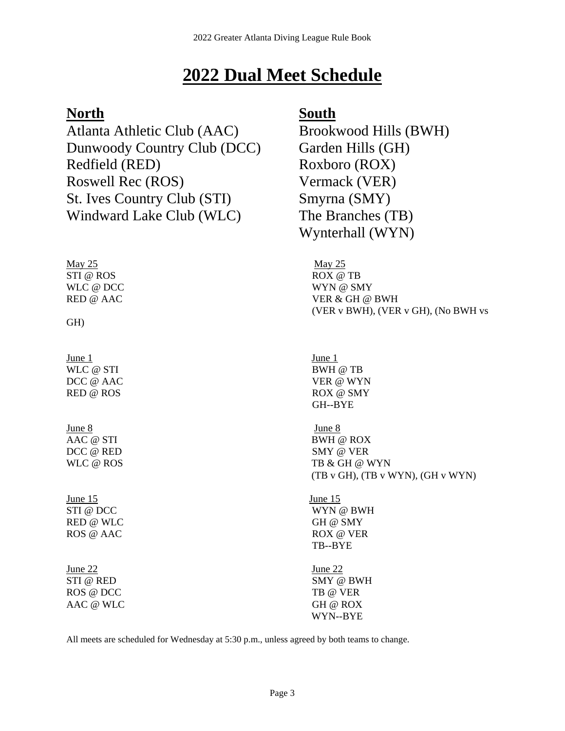# 2022 Dual Meet Schedule

| North | South |
|---|---|
| Atlanta Athletic Club (AAC) | Brookwood Hills (BWH) |
| Dunwoody Country Club (DCC) | Garden Hills (GH) |
| Redfield (RED) | Roxboro (ROX) |
| Roswell Rec (ROS) | Vermack (VER) |
| St. Ives Country Club (STI) | Smyrna (SMY) |
| Windward Lake Club (WLC) | The Branches (TB) |
| | Wynterhall (WYN) |

| North | South |
|---|---|
| May 25 | May 25 |
| STI @ ROS | ROX @ TB |
| WLC @ DCC | WYN @ SMY |
| RED @ AAC | VER & GH @ BWH |
| | (VER v BWH), (VER v GH), (No BWH vs GH) |
| June 1 | June 1 |
| WLC @ STI | BWH @ TB |
| DCC @ AAC | VER @ WYN |
| RED @ ROS | ROX @ SMY |
| | GH--BYE |
| June 8 | June 8 |
| AAC @ STI | BWH @ ROX |
| DCC @ RED | SMY @ VER |
| WLC @ ROS | TB & GH @ WYN |
| | (TB v GH), (TB v WYN), (GH v WYN) |
| June 15 | June 15 |
| STI @ DCC | WYN @ BWH |
| RED @ WLC | GH @ SMY |
| ROS @ AAC | ROX @ VER |
| | TB--BYE |
| June 22 | June 22 |
| STI @ RED | SMY @ BWH |
| ROS @ DCC | TB @ VER |
| AAC @ WLC | GH @ ROX |
| | WYN--BYE |

All meets are scheduled for Wednesday at 5:30 p.m., unless agreed by both teams to change.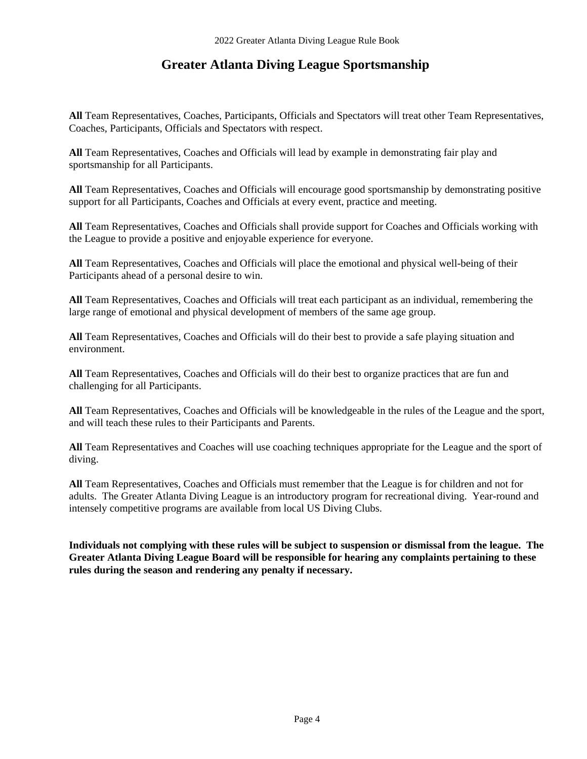# Greater Atlanta Diving League Sportsmanship

**All** Team Representatives, Coaches, Participants, Officials and Spectators will treat other Team Representatives, Coaches, Participants, Officials and Spectators with respect.

**All** Team Representatives, Coaches and Officials will lead by example in demonstrating fair play and sportsmanship for all Participants.

**All** Team Representatives, Coaches and Officials will encourage good sportsmanship by demonstrating positive support for all Participants, Coaches and Officials at every event, practice and meeting.

**All** Team Representatives, Coaches and Officials shall provide support for Coaches and Officials working with the League to provide a positive and enjoyable experience for everyone.

**All** Team Representatives, Coaches and Officials will place the emotional and physical well-being of their Participants ahead of a personal desire to win.

**All** Team Representatives, Coaches and Officials will treat each participant as an individual, remembering the large range of emotional and physical development of members of the same age group.

**All** Team Representatives, Coaches and Officials will do their best to provide a safe playing situation and environment.

**All** Team Representatives, Coaches and Officials will do their best to organize practices that are fun and challenging for all Participants.

**All** Team Representatives, Coaches and Officials will be knowledgeable in the rules of the League and the sport, and will teach these rules to their Participants and Parents.

**All** Team Representatives and Coaches will use coaching techniques appropriate for the League and the sport of diving.

**All** Team Representatives, Coaches and Officials must remember that the League is for children and not for adults. The Greater Atlanta Diving League is an introductory program for recreational diving. Year-round and intensely competitive programs are available from local US Diving Clubs.

**Individuals not complying with these rules will be subject to suspension or dismissal from the league. The Greater Atlanta Diving League Board will be responsible for hearing any complaints pertaining to these rules during the season and rendering any penalty if necessary.**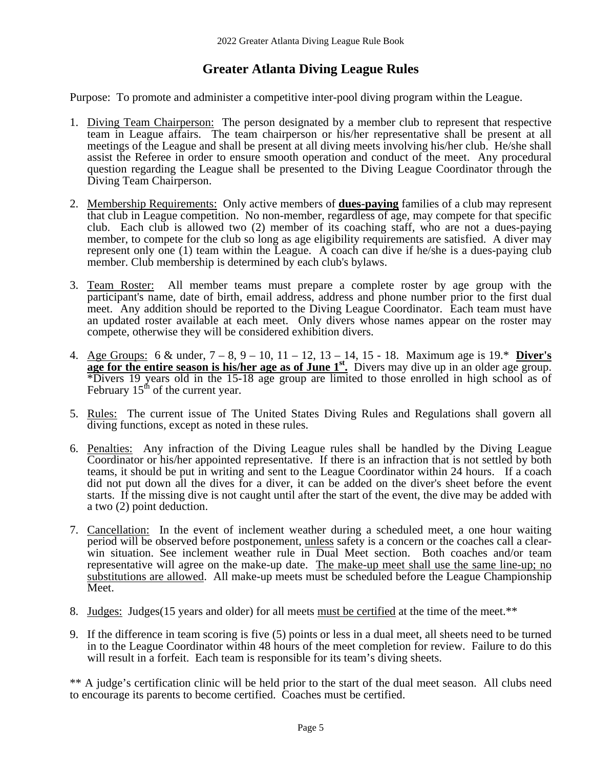# Greater Atlanta Diving League Rules

Purpose: To promote and administer a competitive inter-pool diving program within the League.

1. Diving Team Chairperson: The person designated by a member club to represent that respective team in League affairs. The team chairperson or his/her representative shall be present at all meetings of the League and shall be present at all diving meets involving his/her club. He/she shall assist the Referee in order to ensure smooth operation and conduct of the meet. Any procedural question regarding the League shall be presented to the Diving League Coordinator through the Diving Team Chairperson.

2. Membership Requirements: Only active members of **dues-paying** families of a club may represent that club in League competition. No non-member, regardless of age, may compete for that specific club. Each club is allowed two (2) member of its coaching staff, who are not a dues-paying member, to compete for the club so long as age eligibility requirements are satisfied. A diver may represent only one (1) team within the League. A coach can dive if he/she is a dues-paying club member. Club membership is determined by each club's bylaws.

3. Team Roster: All member teams must prepare a complete roster by age group with the participant's name, date of birth, email address, address and phone number prior to the first dual meet. Any addition should be reported to the Diving League Coordinator. Each team must have an updated roster available at each meet. Only divers whose names appear on the roster may compete, otherwise they will be considered exhibition divers.

4. Age Groups: 6 & under, 7 – 8, 9 – 10, 11 – 12, 13 – 14, 15 - 18. Maximum age is 19.* **Diver's age for the entire season is his/her age as of June 1st.** Divers may dive up in an older age group. *Divers 19 years old in the 15-18 age group are limited to those enrolled in high school as of February 15th of the current year.

5. Rules: The current issue of The United States Diving Rules and Regulations shall govern all diving functions, except as noted in these rules.

6. Penalties: Any infraction of the Diving League rules shall be handled by the Diving League Coordinator or his/her appointed representative. If there is an infraction that is not settled by both teams, it should be put in writing and sent to the League Coordinator within 24 hours. If a coach did not put down all the dives for a diver, it can be added on the diver's sheet before the event starts. If the missing dive is not caught until after the start of the event, the dive may be added with a two (2) point deduction.

7. Cancellation: In the event of inclement weather during a scheduled meet, a one hour waiting period will be observed before postponement, unless safety is a concern or the coaches call a clear-win situation. See inclement weather rule in Dual Meet section. Both coaches and/or team representative will agree on the make-up date. The make-up meet shall use the same line-up; no substitutions are allowed. All make-up meets must be scheduled before the League Championship Meet.

8. Judges: Judges(15 years and older) for all meets must be certified at the time of the meet.**

9. If the difference in team scoring is five (5) points or less in a dual meet, all sheets need to be turned in to the League Coordinator within 48 hours of the meet completion for review. Failure to do this will result in a forfeit. Each team is responsible for its team's diving sheets.

** A judge's certification clinic will be held prior to the start of the dual meet season. All clubs need to encourage its parents to become certified. Coaches must be certified.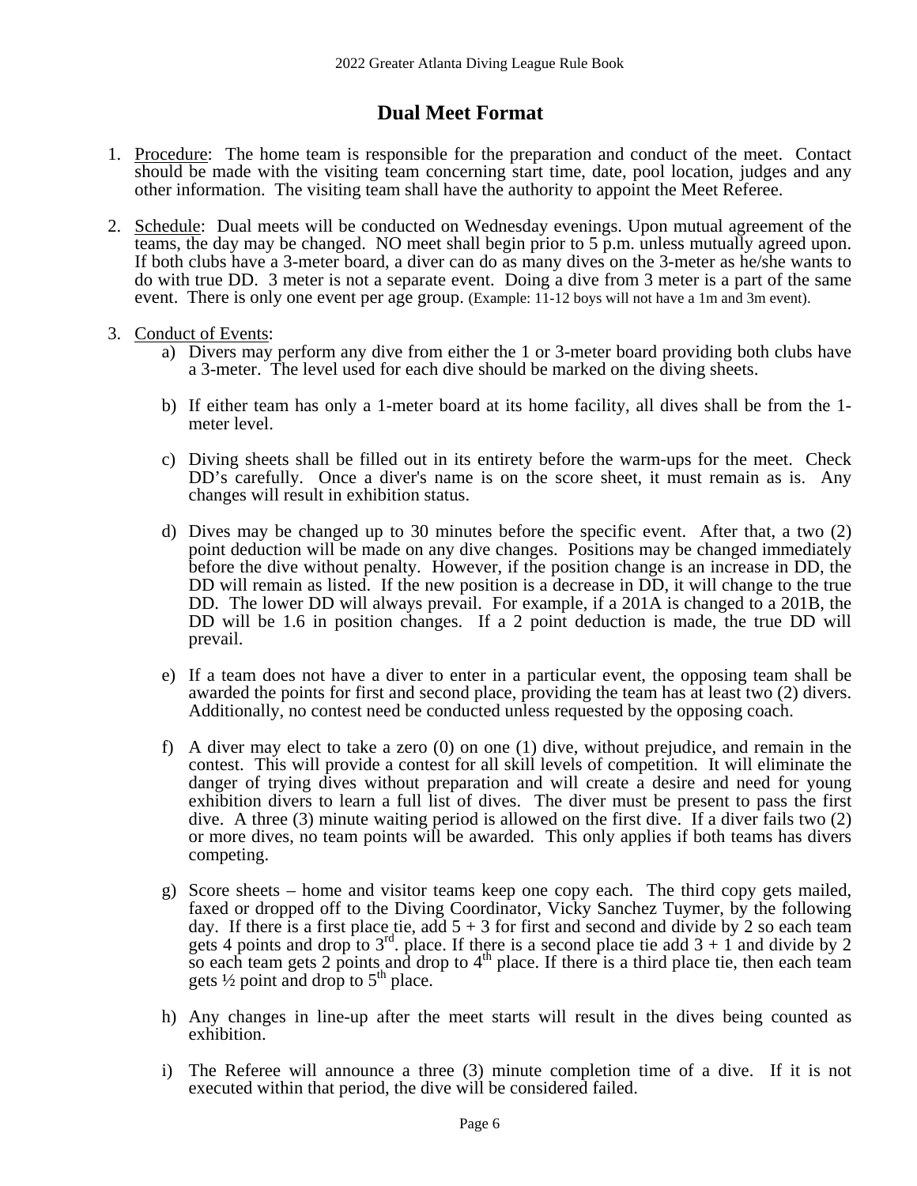# Dual Meet Format

1. Procedure: The home team is responsible for the preparation and conduct of the meet. Contact should be made with the visiting team concerning start time, date, pool location, judges and any other information. The visiting team shall have the authority to appoint the Meet Referee.

2. Schedule: Dual meets will be conducted on Wednesday evenings. Upon mutual agreement of the teams, the day may be changed. NO meet shall begin prior to 5 p.m. unless mutually agreed upon. If both clubs have a 3-meter board, a diver can do as many dives on the 3-meter as he/she wants to do with true DD. 3 meter is not a separate event. Doing a dive from 3 meter is a part of the same event. There is only one event per age group. (Example: 11-12 boys will not have a 1m and 3m event).

3. Conduct of Events:
   a) Divers may perform any dive from either the 1 or 3-meter board providing both clubs have a 3-meter. The level used for each dive should be marked on the diving sheets.

   b) If either team has only a 1-meter board at its home facility, all dives shall be from the 1-meter level.

   c) Diving sheets shall be filled out in its entirety before the warm-ups for the meet. Check DD's carefully. Once a diver's name is on the score sheet, it must remain as is. Any changes will result in exhibition status.

   d) Dives may be changed up to 30 minutes before the specific event. After that, a two (2) point deduction will be made on any dive changes. Positions may be changed immediately before the dive without penalty. However, if the position change is an increase in DD, the DD will remain as listed. If the new position is a decrease in DD, it will change to the true DD. The lower DD will always prevail. For example, if a 201A is changed to a 201B, the DD will be 1.6 in position changes. If a 2 point deduction is made, the true DD will prevail.

   e) If a team does not have a diver to enter in a particular event, the opposing team shall be awarded the points for first and second place, providing the team has at least two (2) divers. Additionally, no contest need be conducted unless requested by the opposing coach.

   f) A diver may elect to take a zero (0) on one (1) dive, without prejudice, and remain in the contest. This will provide a contest for all skill levels of competition. It will eliminate the danger of trying dives without preparation and will create a desire and need for young exhibition divers to learn a full list of dives. The diver must be present to pass the first dive. A three (3) minute waiting period is allowed on the first dive. If a diver fails two (2) or more dives, no team points will be awarded. This only applies if both teams has divers competing.

   g) Score sheets – home and visitor teams keep one copy each. The third copy gets mailed, faxed or dropped off to the Diving Coordinator, Vicky Sanchez Tuymer, by the following day. If there is a first place tie, add 5 + 3 for first and second and divide by 2 so each team gets 4 points and drop to 3rd. place. If there is a second place tie add 3 + 1 and divide by 2 so each team gets 2 points and drop to 4th place. If there is a third place tie, then each team gets ½ point and drop to 5th place.

   h) Any changes in line-up after the meet starts will result in the dives being counted as exhibition.

   i) The Referee will announce a three (3) minute completion time of a dive. If it is not executed within that period, the dive will be considered failed.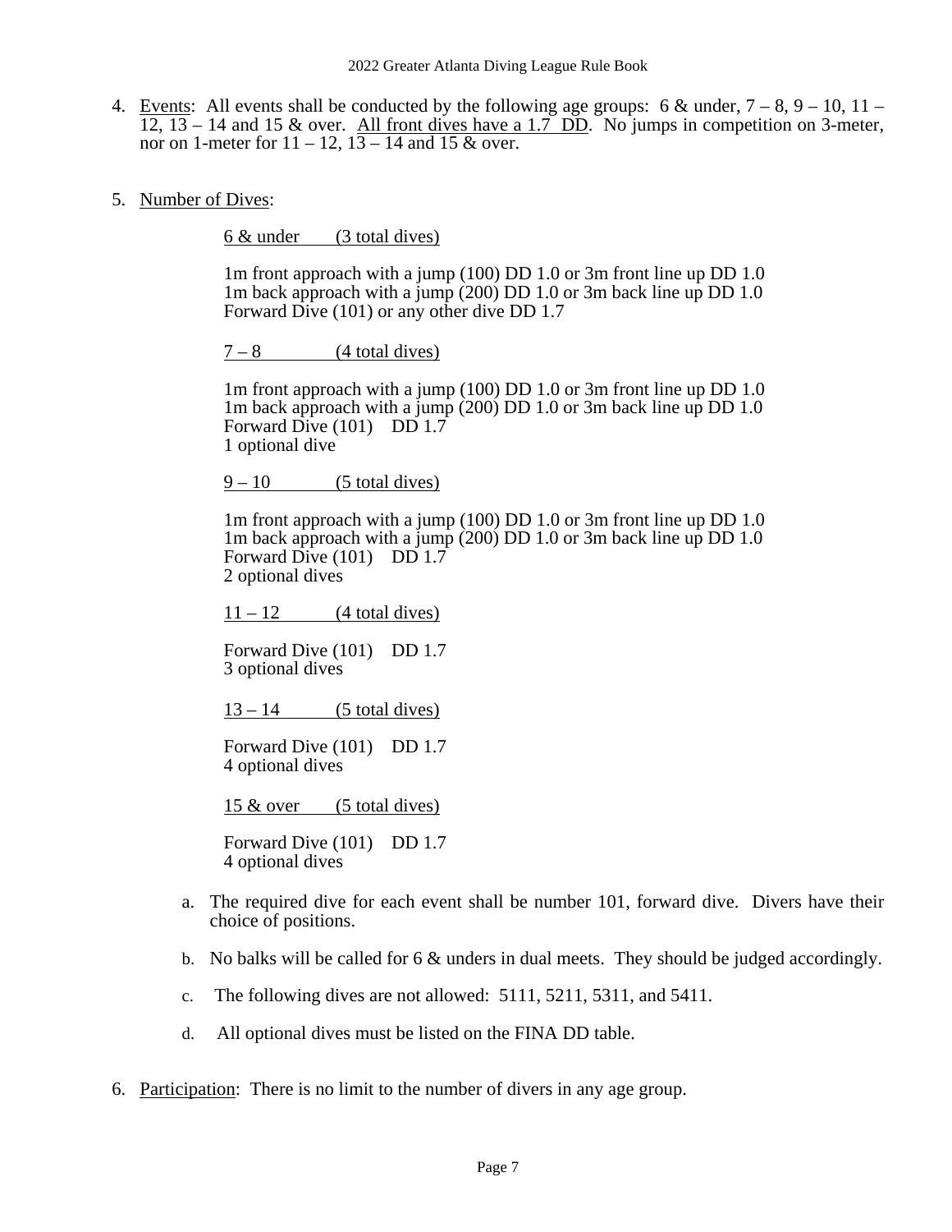4. Events: All events shall be conducted by the following age groups: 6 & under, 7 – 8, 9 – 10, 11 – 12, 13 – 14 and 15 & over. All front dives have a 1.7 DD. No jumps in competition on 3-meter, nor on 1-meter for 11 – 12, 13 – 14 and 15 & over.

5. Number of Dives:

   6 & under (3 total dives)

   1m front approach with a jump (100) DD 1.0 or 3m front line up DD 1.0
   1m back approach with a jump (200) DD 1.0 or 3m back line up DD 1.0
   Forward Dive (101) or any other dive DD 1.7

   7 – 8 (4 total dives)

   1m front approach with a jump (100) DD 1.0 or 3m front line up DD 1.0
   1m back approach with a jump (200) DD 1.0 or 3m back line up DD 1.0
   Forward Dive (101) DD 1.7
   1 optional dive

   9 – 10 (5 total dives)

   1m front approach with a jump (100) DD 1.0 or 3m front line up DD 1.0
   1m back approach with a jump (200) DD 1.0 or 3m back line up DD 1.0
   Forward Dive (101) DD 1.7
   2 optional dives

   11 – 12 (4 total dives)

   Forward Dive (101) DD 1.7
   3 optional dives

   13 – 14 (5 total dives)

   Forward Dive (101) DD 1.7
   4 optional dives

   15 & over (5 total dives)

   Forward Dive (101) DD 1.7
   4 optional dives

   a. The required dive for each event shall be number 101, forward dive. Divers have their choice of positions.

   b. No balks will be called for 6 & unders in dual meets. They should be judged accordingly.

   c. The following dives are not allowed: 5111, 5211, 5311, and 5411.

   d. All optional dives must be listed on the FINA DD table.

6. Participation: There is no limit to the number of divers in any age group.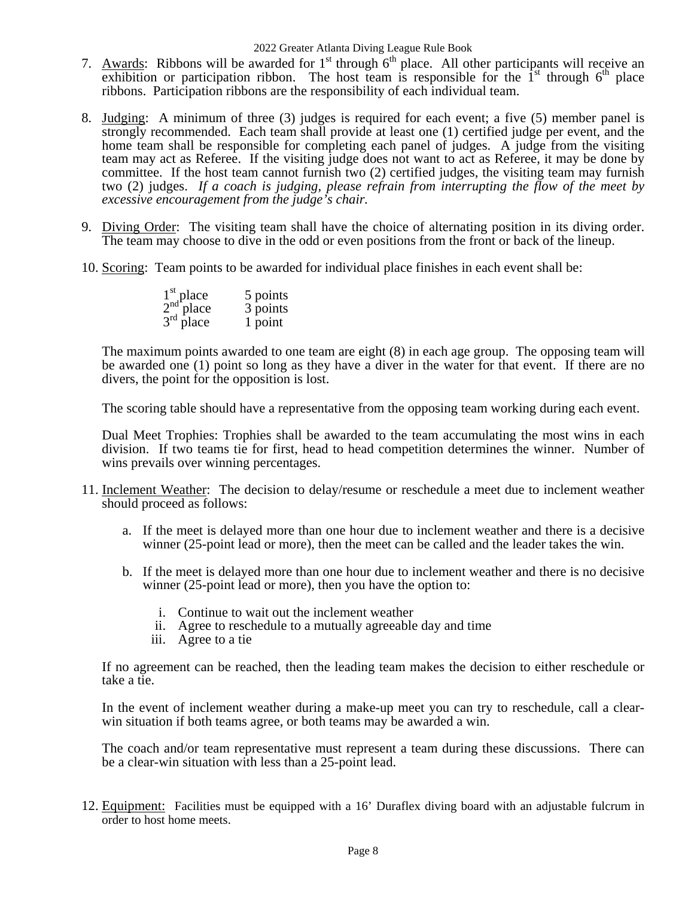7. <u>Awards</u>: Ribbons will be awarded for 1st through 6th place. All other participants will receive an exhibition or participation ribbon. The host team is responsible for the 1st through 6th place ribbons. Participation ribbons are the responsibility of each individual team.

8. <u>Judging</u>: A minimum of three (3) judges is required for each event; a five (5) member panel is strongly recommended. Each team shall provide at least one (1) certified judge per event, and the home team shall be responsible for completing each panel of judges. A judge from the visiting team may act as Referee. If the visiting judge does not want to act as Referee, it may be done by committee. If the host team cannot furnish two (2) certified judges, the visiting team may furnish two (2) judges. *If a coach is judging, please refrain from interrupting the flow of the meet by excessive encouragement from the judge's chair.*

9. <u>Diving Order</u>: The visiting team shall have the choice of alternating position in its diving order. The team may choose to dive in the odd or even positions from the front or back of the lineup.

10. <u>Scoring</u>: Team points to be awarded for individual place finishes in each event shall be:

    | | |
    |---|---|
    | 1st place | 5 points |
    | 2nd place | 3 points |
    | 3rd place | 1 point |

    The maximum points awarded to one team are eight (8) in each age group. The opposing team will be awarded one (1) point so long as they have a diver in the water for that event. If there are no divers, the point for the opposition is lost.

    The scoring table should have a representative from the opposing team working during each event.

    Dual Meet Trophies: Trophies shall be awarded to the team accumulating the most wins in each division. If two teams tie for first, head to head competition determines the winner. Number of wins prevails over winning percentages.

11. <u>Inclement Weather</u>: The decision to delay/resume or reschedule a meet due to inclement weather should proceed as follows:

    a. If the meet is delayed more than one hour due to inclement weather and there is a decisive winner (25-point lead or more), then the meet can be called and the leader takes the win.

    b. If the meet is delayed more than one hour due to inclement weather and there is no decisive winner (25-point lead or more), then you have the option to:

       i. Continue to wait out the inclement weather
       ii. Agree to reschedule to a mutually agreeable day and time
       iii. Agree to a tie

    If no agreement can be reached, then the leading team makes the decision to either reschedule or take a tie.

    In the event of inclement weather during a make-up meet you can try to reschedule, call a clear-win situation if both teams agree, or both teams may be awarded a win.

    The coach and/or team representative must represent a team during these discussions. There can be a clear-win situation with less than a 25-point lead.

12. <u>Equipment:</u> Facilities must be equipped with a 16' Duraflex diving board with an adjustable fulcrum in order to host home meets.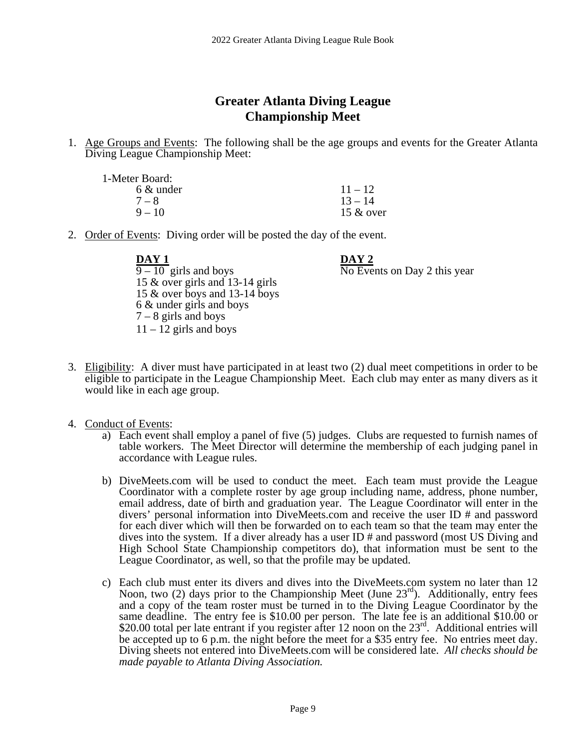# Greater Atlanta Diving League
# Championship Meet

1. Age Groups and Events: The following shall be the age groups and events for the Greater Atlanta Diving League Championship Meet:

   1-Meter Board:

   | | |
   |---|---|
   | 6 & under | 11 – 12 |
   | 7 – 8 | 13 – 14 |
   | 9 – 10 | 15 & over |

2. Order of Events: Diving order will be posted the day of the event.

   **DAY 1**
   9 – 10 girls and boys
   15 & over girls and 13-14 girls
   15 & over boys and 13-14 boys
   6 & under girls and boys
   7 – 8 girls and boys
   11 – 12 girls and boys

   **DAY 2**
   No Events on Day 2 this year

3. Eligibility: A diver must have participated in at least two (2) dual meet competitions in order to be eligible to participate in the League Championship Meet. Each club may enter as many divers as it would like in each age group.

4. Conduct of Events:
   a) Each event shall employ a panel of five (5) judges. Clubs are requested to furnish names of table workers. The Meet Director will determine the membership of each judging panel in accordance with League rules.

   b) DiveMeets.com will be used to conduct the meet. Each team must provide the League Coordinator with a complete roster by age group including name, address, phone number, email address, date of birth and graduation year. The League Coordinator will enter in the divers' personal information into DiveMeets.com and receive the user ID # and password for each diver which will then be forwarded on to each team so that the team may enter the dives into the system. If a diver already has a user ID # and password (most US Diving and High School State Championship competitors do), that information must be sent to the League Coordinator, as well, so that the profile may be updated.

   c) Each club must enter its divers and dives into the DiveMeets.com system no later than 12 Noon, two (2) days prior to the Championship Meet (June 23rd). Additionally, entry fees and a copy of the team roster must be turned in to the Diving League Coordinator by the same deadline. The entry fee is $10.00 per person. The late fee is an additional $10.00 or $20.00 total per late entrant if you register after 12 noon on the 23rd. Additional entries will be accepted up to 6 p.m. the night before the meet for a $35 entry fee. No entries meet day. Diving sheets not entered into DiveMeets.com will be considered late. *All checks should be made payable to Atlanta Diving Association.*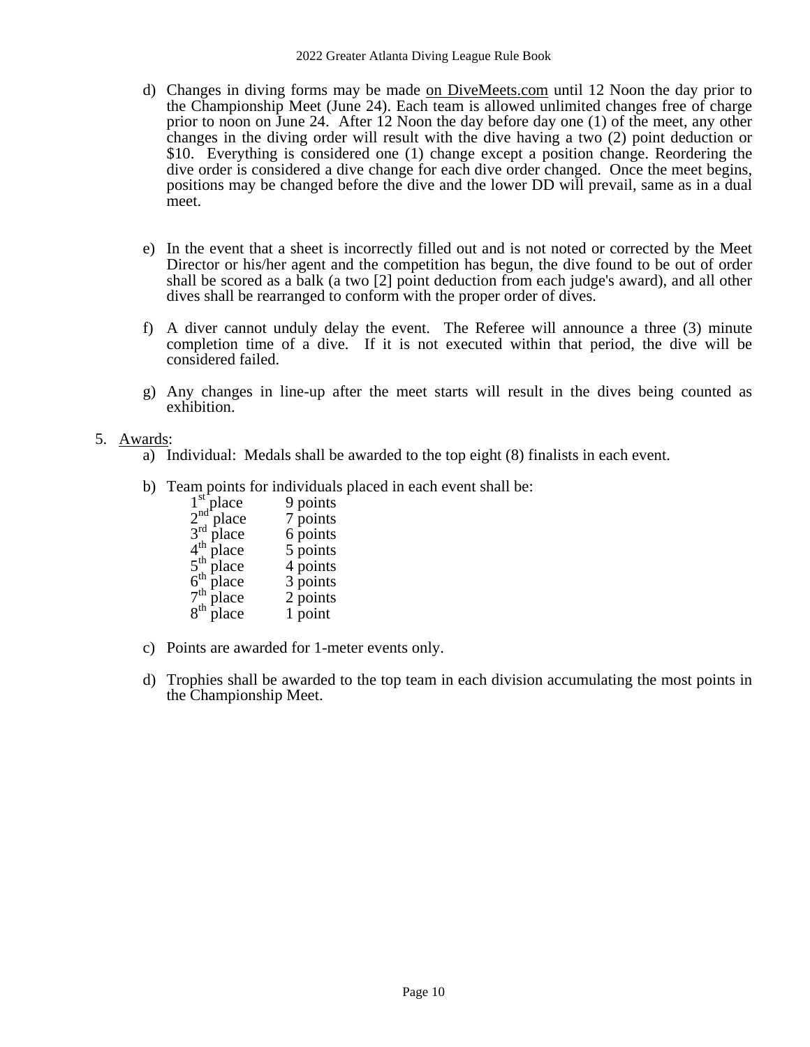d) Changes in diving forms may be made on DiveMeets.com until 12 Noon the day prior to the Championship Meet (June 24). Each team is allowed unlimited changes free of charge prior to noon on June 24. After 12 Noon the day before day one (1) of the meet, any other changes in the diving order will result with the dive having a two (2) point deduction or $10. Everything is considered one (1) change except a position change. Reordering the dive order is considered a dive change for each dive order changed. Once the meet begins, positions may be changed before the dive and the lower DD will prevail, same as in a dual meet.

e) In the event that a sheet is incorrectly filled out and is not noted or corrected by the Meet Director or his/her agent and the competition has begun, the dive found to be out of order shall be scored as a balk (a two [2] point deduction from each judge's award), and all other dives shall be rearranged to conform with the proper order of dives.

f) A diver cannot unduly delay the event. The Referee will announce a three (3) minute completion time of a dive. If it is not executed within that period, the dive will be considered failed.

g) Any changes in line-up after the meet starts will result in the dives being counted as exhibition.

5. Awards:
   a) Individual: Medals shall be awarded to the top eight (8) finalists in each event.

   b) Team points for individuals placed in each event shall be:

| Place | Points |
|---|---|
| 1st place | 9 points |
| 2nd place | 7 points |
| 3rd place | 6 points |
| 4th place | 5 points |
| 5th place | 4 points |
| 6th place | 3 points |
| 7th place | 2 points |
| 8th place | 1 point |

   c) Points are awarded for 1-meter events only.

   d) Trophies shall be awarded to the top team in each division accumulating the most points in the Championship Meet.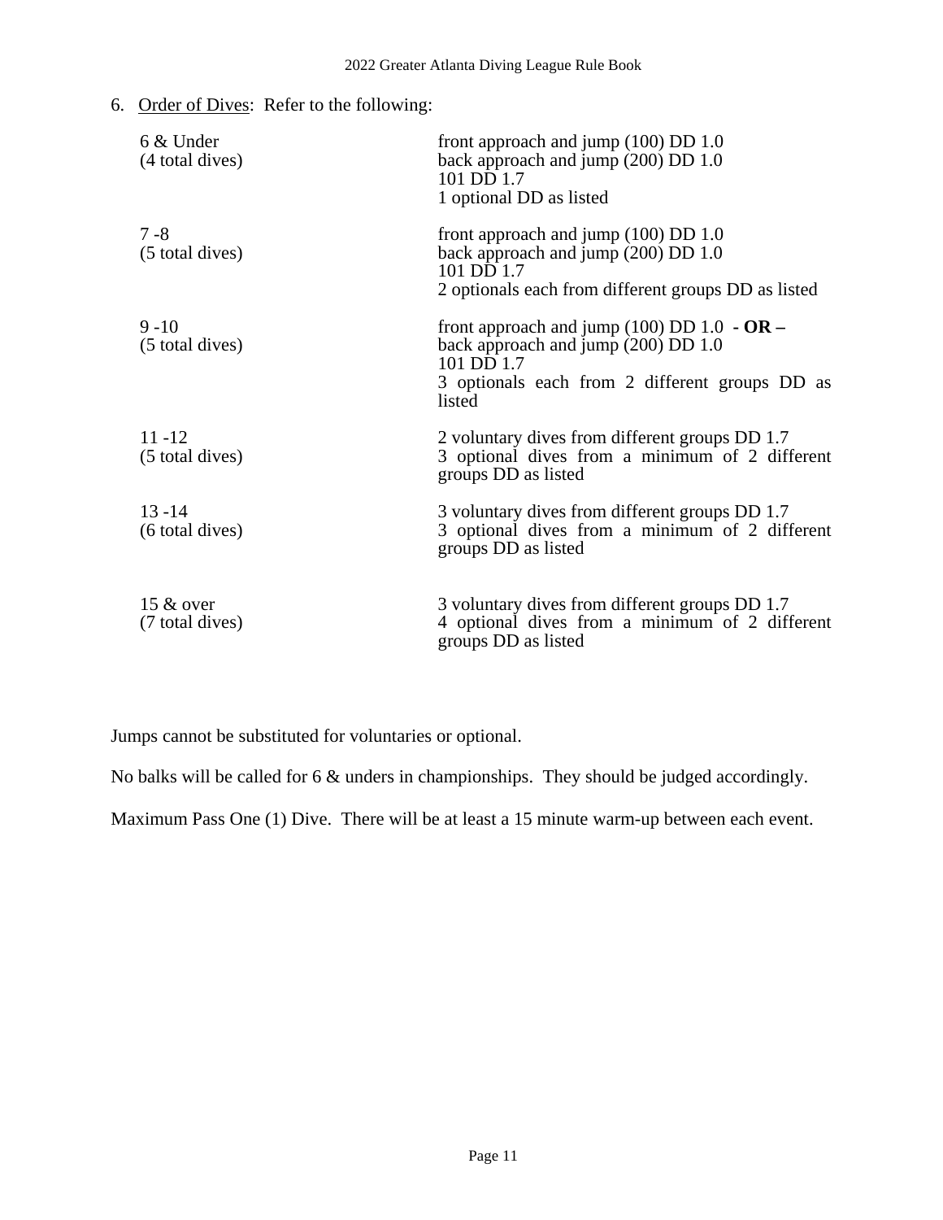6. <u>Order of Dives</u>: Refer to the following:

| | |
|---|---|
| 6 & Under<br>(4 total dives) | front approach and jump (100) DD 1.0<br>back approach and jump (200) DD 1.0<br>101 DD 1.7<br>1 optional DD as listed |
| 7 -8<br>(5 total dives) | front approach and jump (100) DD 1.0<br>back approach and jump (200) DD 1.0<br>101 DD 1.7<br>2 optionals each from different groups DD as listed |
| 9 -10<br>(5 total dives) | front approach and jump (100) DD 1.0 **- OR –**<br>back approach and jump (200) DD 1.0<br>101 DD 1.7<br>3 optionals each from 2 different groups DD as listed |
| 11 -12<br>(5 total dives) | 2 voluntary dives from different groups DD 1.7<br>3 optional dives from a minimum of 2 different groups DD as listed |
| 13 -14<br>(6 total dives) | 3 voluntary dives from different groups DD 1.7<br>3 optional dives from a minimum of 2 different groups DD as listed |
| 15 & over<br>(7 total dives) | 3 voluntary dives from different groups DD 1.7<br>4 optional dives from a minimum of 2 different groups DD as listed |

Jumps cannot be substituted for voluntaries or optional.

No balks will be called for 6 & unders in championships. They should be judged accordingly.

Maximum Pass One (1) Dive. There will be at least a 15 minute warm-up between each event.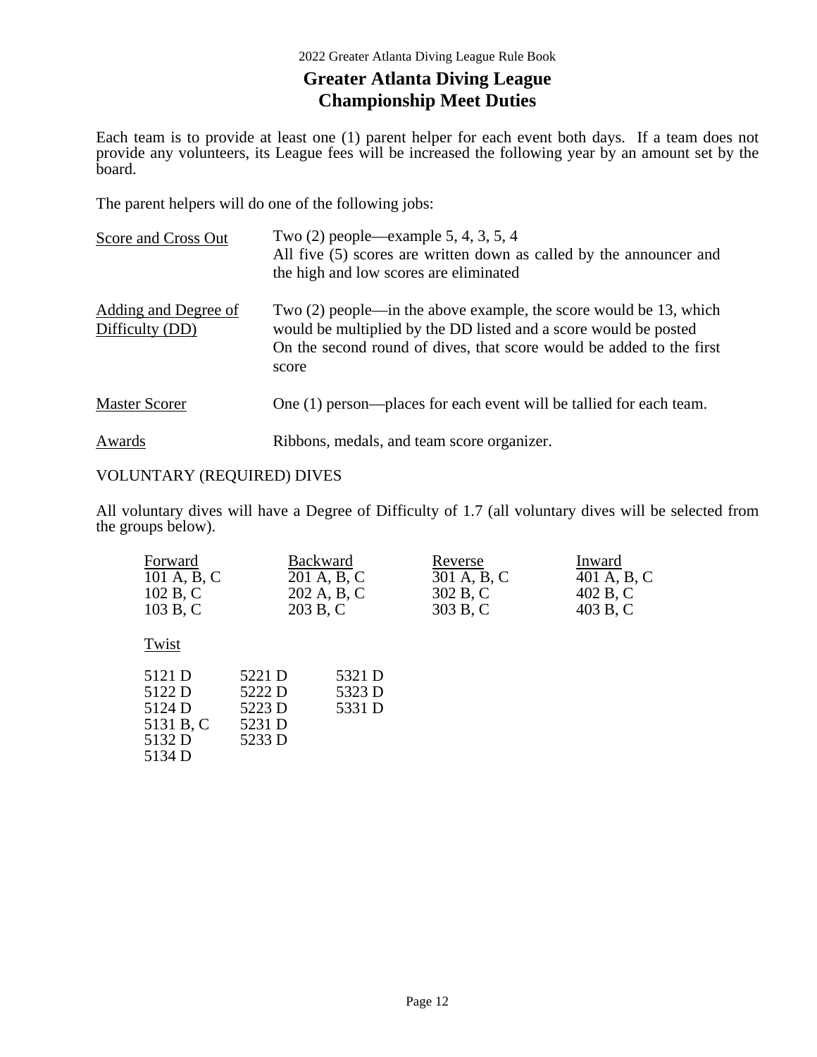# Greater Atlanta Diving League
# Championship Meet Duties

Each team is to provide at least one (1) parent helper for each event both days. If a team does not provide any volunteers, its League fees will be increased the following year by an amount set by the board.

The parent helpers will do one of the following jobs:

| | |
|---|---|
| Score and Cross Out | Two (2) people—example 5, 4, 3, 5, 4<br>All five (5) scores are written down as called by the announcer and the high and low scores are eliminated |
| Adding and Degree of Difficulty (DD) | Two (2) people—in the above example, the score would be 13, which would be multiplied by the DD listed and a score would be posted<br>On the second round of dives, that score would be added to the first score |
| Master Scorer | One (1) person—places for each event will be tallied for each team. |
| Awards | Ribbons, medals, and team score organizer. |

VOLUNTARY (REQUIRED) DIVES

All voluntary dives will have a Degree of Difficulty of 1.7 (all voluntary dives will be selected from the groups below).

| Forward | Backward | Reverse | Inward |
|---|---|---|---|
| 101 A, B, C | 201 A, B, C | 301 A, B, C | 401 A, B, C |
| 102 B, C | 202 A, B, C | 302 B, C | 402 B, C |
| 103 B, C | 203 B, C | 303 B, C | 403 B, C |

Twist

| | | |
|---|---|---|
| 5121 D | 5221 D | 5321 D |
| 5122 D | 5222 D | 5323 D |
| 5124 D | 5223 D | 5331 D |
| 5131 B, C | 5231 D | |
| 5132 D | 5233 D | |
| 5134 D | | |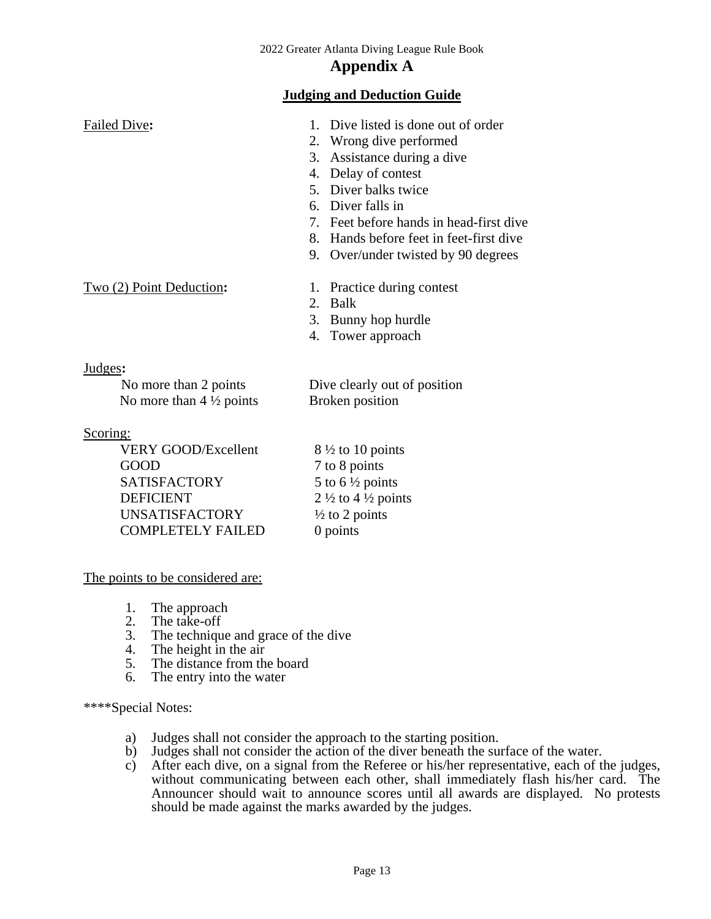# Appendix A

## Judging and Deduction Guide

**Failed Dive:**

1. Dive listed is done out of order
2. Wrong dive performed
3. Assistance during a dive
4. Delay of contest
5. Diver balks twice
6. Diver falls in
7. Feet before hands in head-first dive
8. Hands before feet in feet-first dive
9. Over/under twisted by 90 degrees

**Two (2) Point Deduction:**

1. Practice during contest
2. Balk
3. Bunny hop hurdle
4. Tower approach

**Judges:**

| | |
|---|---|
| No more than 2 points | Dive clearly out of position |
| No more than 4 ½ points | Broken position |

**Scoring:**

| | |
|---|---|
| VERY GOOD/Excellent | 8 ½ to 10 points |
| GOOD | 7 to 8 points |
| SATISFACTORY | 5 to 6 ½ points |
| DEFICIENT | 2 ½ to 4 ½ points |
| UNSATISFACTORY | ½ to 2 points |
| COMPLETELY FAILED | 0 points |

The points to be considered are:

1. The approach
2. The take-off
3. The technique and grace of the dive
4. The height in the air
5. The distance from the board
6. The entry into the water

****Special Notes:

a) Judges shall not consider the approach to the starting position.
b) Judges shall not consider the action of the diver beneath the surface of the water.
c) After each dive, on a signal from the Referee or his/her representative, each of the judges, without communicating between each other, shall immediately flash his/her card. The Announcer should wait to announce scores until all awards are displayed. No protests should be made against the marks awarded by the judges.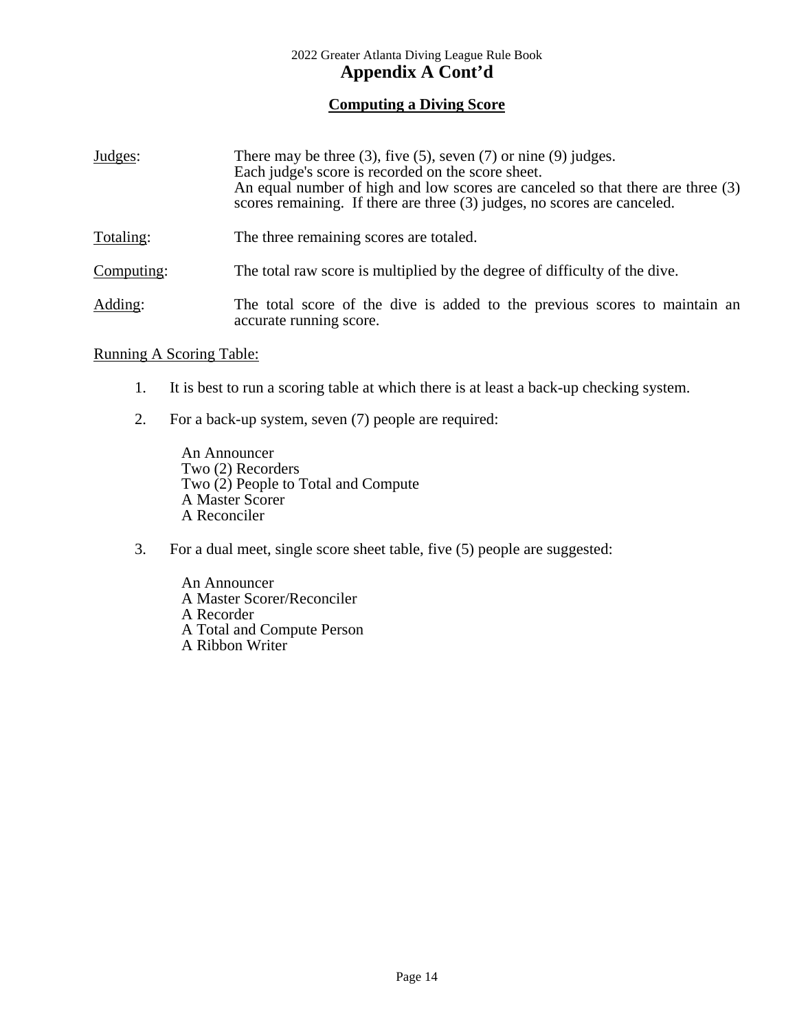## Appendix A Cont'd

### Computing a Diving Score

Judges: There may be three (3), five (5), seven (7) or nine (9) judges. Each judge's score is recorded on the score sheet. An equal number of high and low scores are canceled so that there are three (3) scores remaining. If there are three (3) judges, no scores are canceled.

Totaling: The three remaining scores are totaled.

Computing: The total raw score is multiplied by the degree of difficulty of the dive.

Adding: The total score of the dive is added to the previous scores to maintain an accurate running score.

Running A Scoring Table:

1. It is best to run a scoring table at which there is at least a back-up checking system.
2. For a back-up system, seven (7) people are required:

   An Announcer
   Two (2) Recorders
   Two (2) People to Total and Compute
   A Master Scorer
   A Reconciler

3. For a dual meet, single score sheet table, five (5) people are suggested:

   An Announcer
   A Master Scorer/Reconciler
   A Recorder
   A Total and Compute Person
   A Ribbon Writer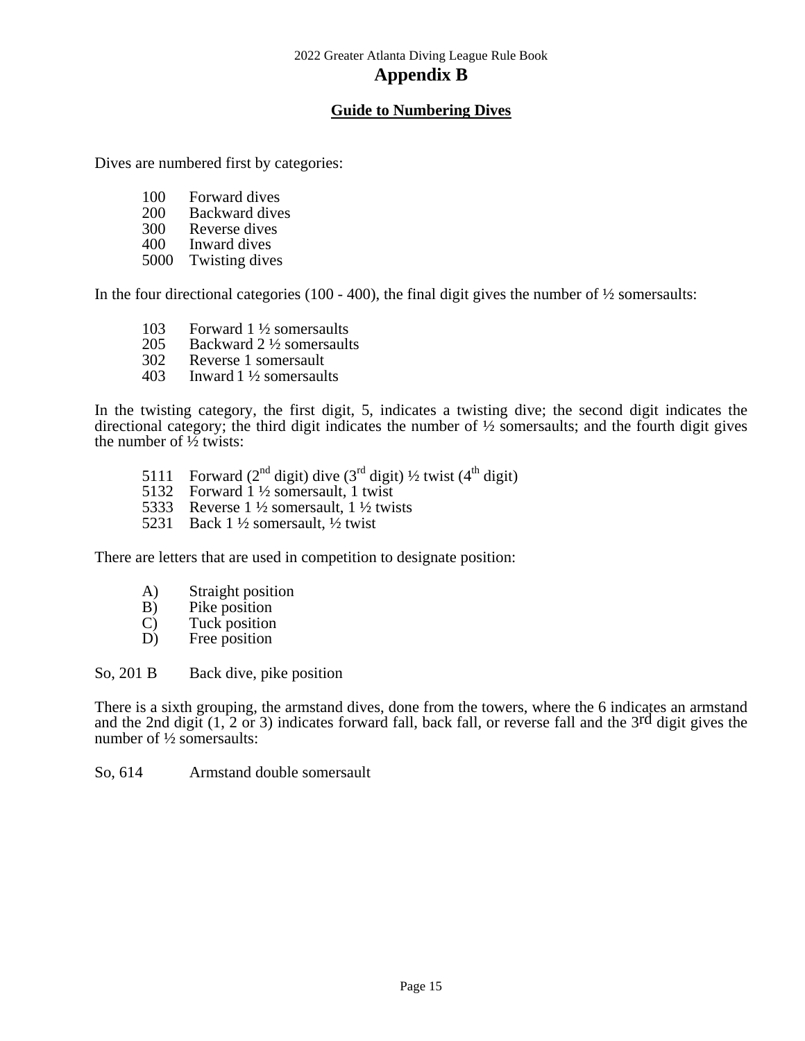# Appendix B

## Guide to Numbering Dives

Dives are numbered first by categories:

| | |
|---|---|
| 100 | Forward dives |
| 200 | Backward dives |
| 300 | Reverse dives |
| 400 | Inward dives |
| 5000 | Twisting dives |

In the four directional categories (100 - 400), the final digit gives the number of ½ somersaults:

| | |
|---|---|
| 103 | Forward 1 ½ somersaults |
| 205 | Backward 2 ½ somersaults |
| 302 | Reverse 1 somersault |
| 403 | Inward 1 ½ somersaults |

In the twisting category, the first digit, 5, indicates a twisting dive; the second digit indicates the directional category; the third digit indicates the number of ½ somersaults; and the fourth digit gives the number of ½ twists:

| | |
|---|---|
| 5111 | Forward (2nd digit) dive (3rd digit) ½ twist (4th digit) |
| 5132 | Forward 1 ½ somersault, 1 twist |
| 5333 | Reverse 1 ½ somersault, 1 ½ twists |
| 5231 | Back 1 ½ somersault, ½ twist |

There are letters that are used in competition to designate position:

| | |
|---|---|
| A) | Straight position |
| B) | Pike position |
| C) | Tuck position |
| D) | Free position |

So, 201 B Back dive, pike position

There is a sixth grouping, the armstand dives, done from the towers, where the 6 indicates an armstand and the 2nd digit (1, 2 or 3) indicates forward fall, back fall, or reverse fall and the 3rd digit gives the number of ½ somersaults:

So, 614 Armstand double somersault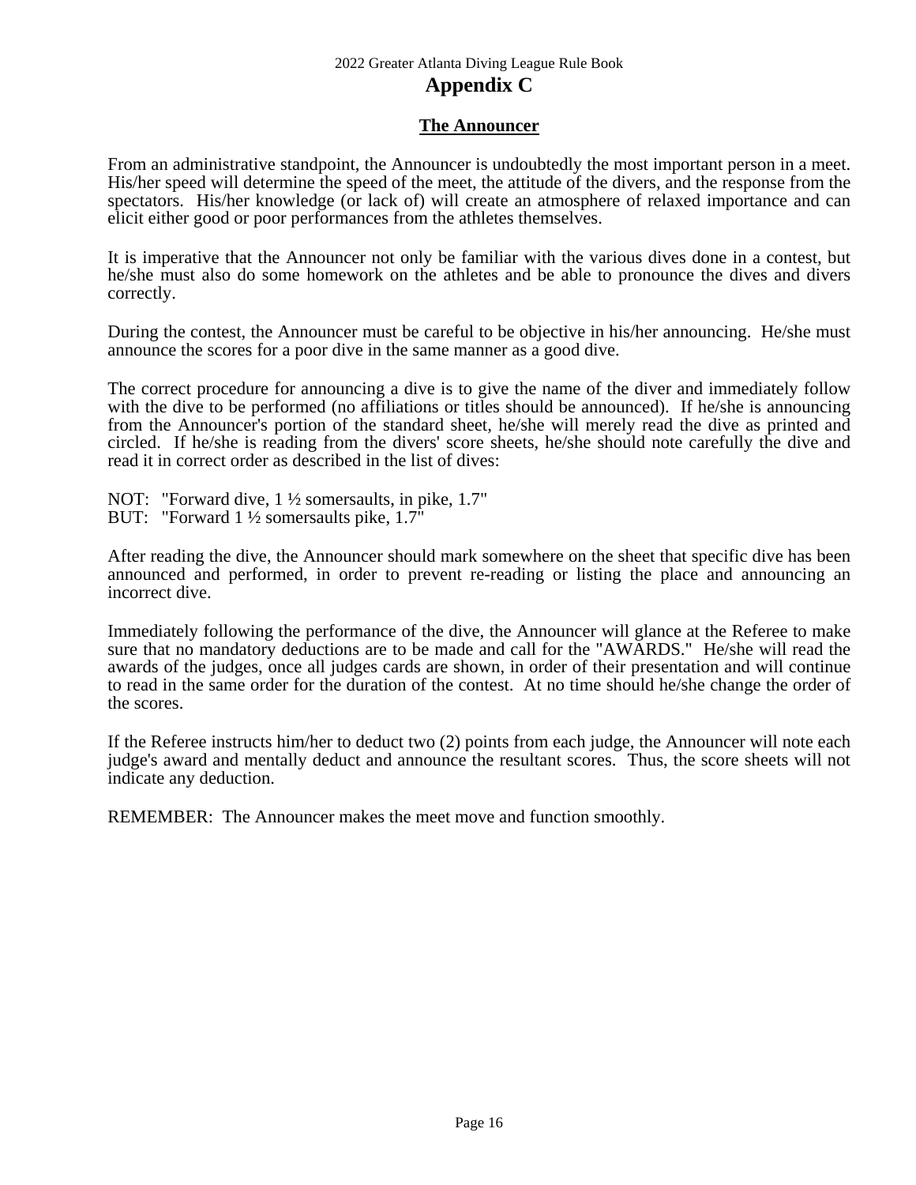# Appendix C

## The Announcer

From an administrative standpoint, the Announcer is undoubtedly the most important person in a meet. His/her speed will determine the speed of the meet, the attitude of the divers, and the response from the spectators. His/her knowledge (or lack of) will create an atmosphere of relaxed importance and can elicit either good or poor performances from the athletes themselves.

It is imperative that the Announcer not only be familiar with the various dives done in a contest, but he/she must also do some homework on the athletes and be able to pronounce the dives and divers correctly.

During the contest, the Announcer must be careful to be objective in his/her announcing. He/she must announce the scores for a poor dive in the same manner as a good dive.

The correct procedure for announcing a dive is to give the name of the diver and immediately follow with the dive to be performed (no affiliations or titles should be announced). If he/she is announcing from the Announcer's portion of the standard sheet, he/she will merely read the dive as printed and circled. If he/she is reading from the divers' score sheets, he/she should note carefully the dive and read it in correct order as described in the list of dives:

NOT: "Forward dive, 1 ½ somersaults, in pike, 1.7"
BUT: "Forward 1 ½ somersaults pike, 1.7"

After reading the dive, the Announcer should mark somewhere on the sheet that specific dive has been announced and performed, in order to prevent re-reading or listing the place and announcing an incorrect dive.

Immediately following the performance of the dive, the Announcer will glance at the Referee to make sure that no mandatory deductions are to be made and call for the "AWARDS." He/she will read the awards of the judges, once all judges cards are shown, in order of their presentation and will continue to read in the same order for the duration of the contest. At no time should he/she change the order of the scores.

If the Referee instructs him/her to deduct two (2) points from each judge, the Announcer will note each judge's award and mentally deduct and announce the resultant scores. Thus, the score sheets will not indicate any deduction.

REMEMBER: The Announcer makes the meet move and function smoothly.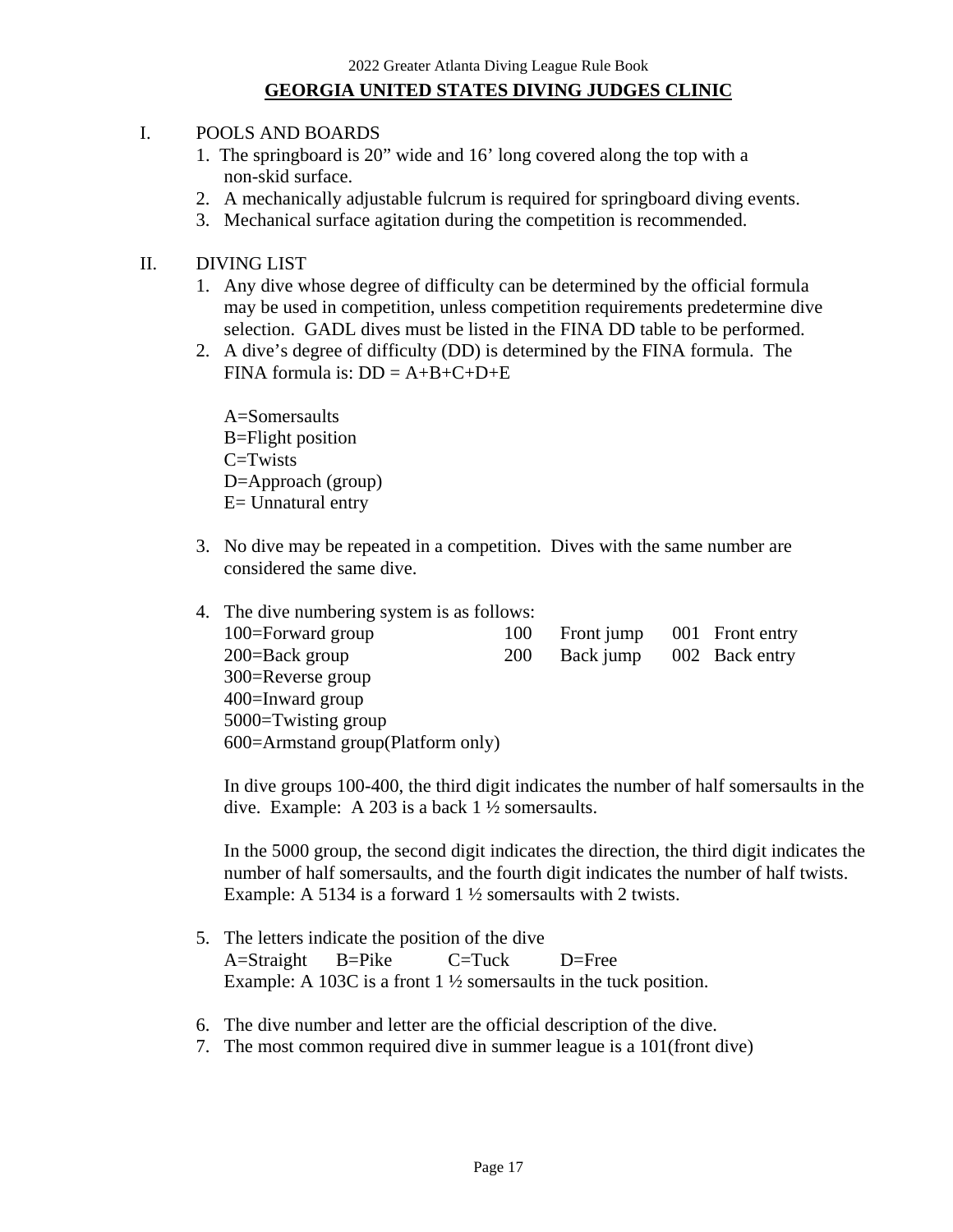## GEORGIA UNITED STATES DIVING JUDGES CLINIC

I. POOLS AND BOARDS

1. The springboard is 20” wide and 16’ long covered along the top with a non-skid surface.
2. A mechanically adjustable fulcrum is required for springboard diving events.
3. Mechanical surface agitation during the competition is recommended.

II. DIVING LIST

1. Any dive whose degree of difficulty can be determined by the official formula may be used in competition, unless competition requirements predetermine dive selection. GADL dives must be listed in the FINA DD table to be performed.
2. A dive’s degree of difficulty (DD) is determined by the FINA formula. The FINA formula is: DD = A+B+C+D+E

   A=Somersaults
   B=Flight position
   C=Twists
   D=Approach (group)
   E= Unnatural entry

3. No dive may be repeated in a competition. Dives with the same number are considered the same dive.

4. The dive numbering system is as follows:

| | | | | |
|---|---|---|---|---|
| 100=Forward group | 100 | Front jump | 001 | Front entry |
| 200=Back group | 200 | Back jump | 002 | Back entry |
| 300=Reverse group | | | | |
| 400=Inward group | | | | |
| 5000=Twisting group | | | | |
| 600=Armstand group(Platform only) | | | | |

   In dive groups 100-400, the third digit indicates the number of half somersaults in the dive. Example: A 203 is a back 1 ½ somersaults.

   In the 5000 group, the second digit indicates the direction, the third digit indicates the number of half somersaults, and the fourth digit indicates the number of half twists. Example: A 5134 is a forward 1 ½ somersaults with 2 twists.

5. The letters indicate the position of the dive
   A=Straight B=Pike C=Tuck D=Free
   Example: A 103C is a front 1 ½ somersaults in the tuck position.

6. The dive number and letter are the official description of the dive.
7. The most common required dive in summer league is a 101(front dive)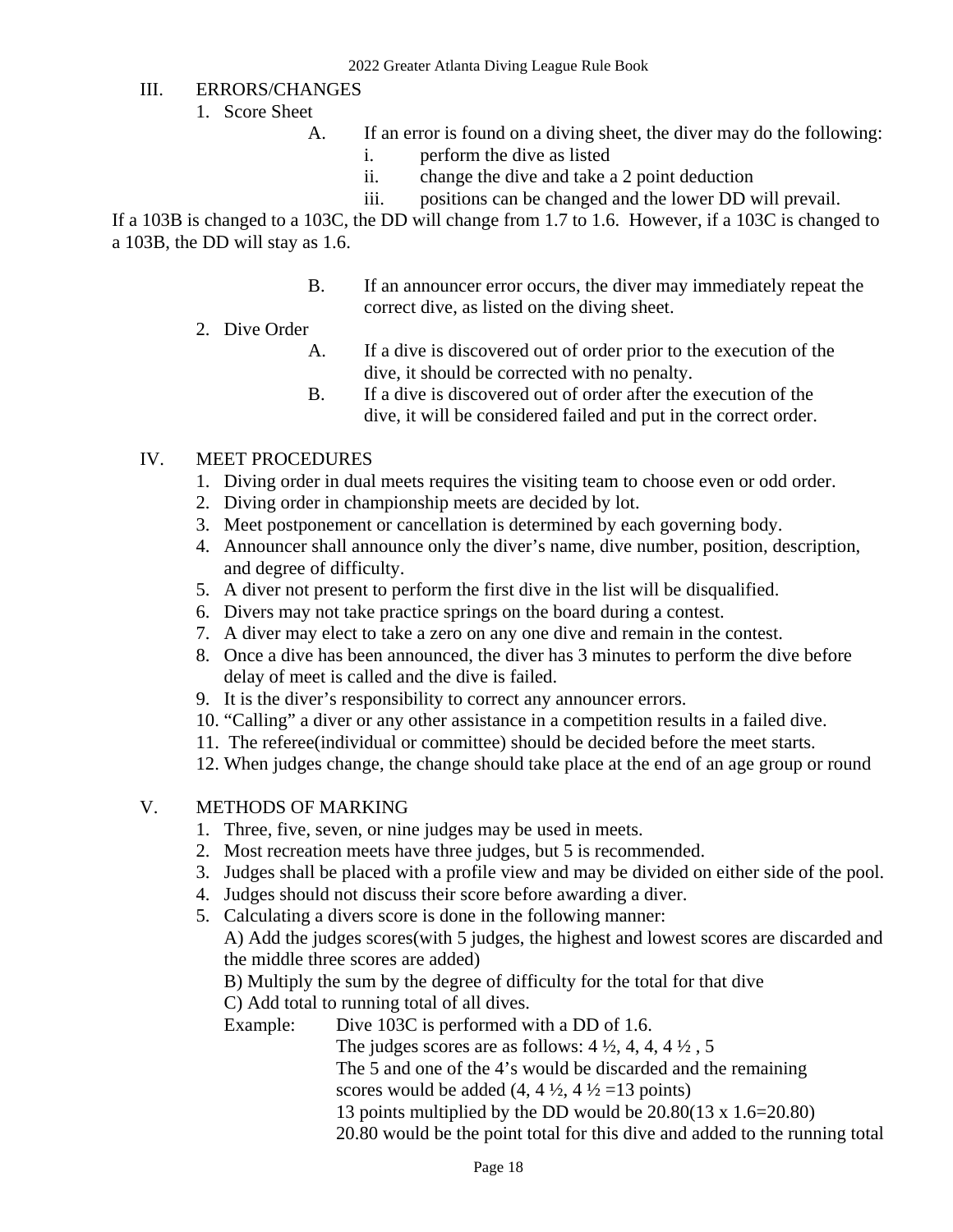## III. ERRORS/CHANGES

1. Score Sheet

   A. If an error is found on a diving sheet, the diver may do the following:

      i. perform the dive as listed

      ii. change the dive and take a 2 point deduction

      iii. positions can be changed and the lower DD will prevail.

If a 103B is changed to a 103C, the DD will change from 1.7 to 1.6. However, if a 103C is changed to a 103B, the DD will stay as 1.6.

   B. If an announcer error occurs, the diver may immediately repeat the correct dive, as listed on the diving sheet.

2. Dive Order

   A. If a dive is discovered out of order prior to the execution of the dive, it should be corrected with no penalty.

   B. If a dive is discovered out of order after the execution of the dive, it will be considered failed and put in the correct order.

## IV. MEET PROCEDURES

1. Diving order in dual meets requires the visiting team to choose even or odd order.
2. Diving order in championship meets are decided by lot.
3. Meet postponement or cancellation is determined by each governing body.
4. Announcer shall announce only the diver's name, dive number, position, description, and degree of difficulty.
5. A diver not present to perform the first dive in the list will be disqualified.
6. Divers may not take practice springs on the board during a contest.
7. A diver may elect to take a zero on any one dive and remain in the contest.
8. Once a dive has been announced, the diver has 3 minutes to perform the dive before delay of meet is called and the dive is failed.
9. It is the diver's responsibility to correct any announcer errors.
10. "Calling" a diver or any other assistance in a competition results in a failed dive.
11. The referee(individual or committee) should be decided before the meet starts.
12. When judges change, the change should take place at the end of an age group or round

## V. METHODS OF MARKING

1. Three, five, seven, or nine judges may be used in meets.
2. Most recreation meets have three judges, but 5 is recommended.
3. Judges shall be placed with a profile view and may be divided on either side of the pool.
4. Judges should not discuss their score before awarding a diver.
5. Calculating a divers score is done in the following manner:

   A) Add the judges scores(with 5 judges, the highest and lowest scores are discarded and the middle three scores are added)

   B) Multiply the sum by the degree of difficulty for the total for that dive

   C) Add total to running total of all dives.

   Example: Dive 103C is performed with a DD of 1.6.

   The judges scores are as follows: 4 ½, 4, 4, 4 ½ , 5

   The 5 and one of the 4's would be discarded and the remaining scores would be added (4, 4 ½, 4 ½ =13 points)

   13 points multiplied by the DD would be 20.80(13 x 1.6=20.80)

   20.80 would be the point total for this dive and added to the running total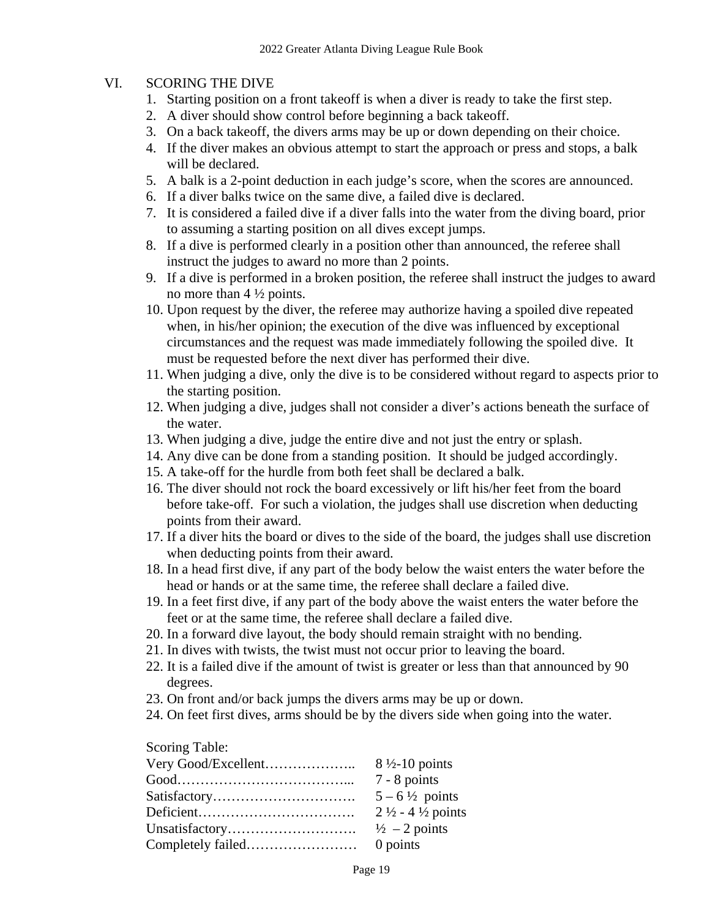## VI. SCORING THE DIVE

1. Starting position on a front takeoff is when a diver is ready to take the first step.
2. A diver should show control before beginning a back takeoff.
3. On a back takeoff, the divers arms may be up or down depending on their choice.
4. If the diver makes an obvious attempt to start the approach or press and stops, a balk will be declared.
5. A balk is a 2-point deduction in each judge's score, when the scores are announced.
6. If a diver balks twice on the same dive, a failed dive is declared.
7. It is considered a failed dive if a diver falls into the water from the diving board, prior to assuming a starting position on all dives except jumps.
8. If a dive is performed clearly in a position other than announced, the referee shall instruct the judges to award no more than 2 points.
9. If a dive is performed in a broken position, the referee shall instruct the judges to award no more than 4 ½ points.
10. Upon request by the diver, the referee may authorize having a spoiled dive repeated when, in his/her opinion; the execution of the dive was influenced by exceptional circumstances and the request was made immediately following the spoiled dive. It must be requested before the next diver has performed their dive.
11. When judging a dive, only the dive is to be considered without regard to aspects prior to the starting position.
12. When judging a dive, judges shall not consider a diver's actions beneath the surface of the water.
13. When judging a dive, judge the entire dive and not just the entry or splash.
14. Any dive can be done from a standing position. It should be judged accordingly.
15. A take-off for the hurdle from both feet shall be declared a balk.
16. The diver should not rock the board excessively or lift his/her feet from the board before take-off. For such a violation, the judges shall use discretion when deducting points from their award.
17. If a diver hits the board or dives to the side of the board, the judges shall use discretion when deducting points from their award.
18. In a head first dive, if any part of the body below the waist enters the water before the head or hands or at the same time, the referee shall declare a failed dive.
19. In a feet first dive, if any part of the body above the waist enters the water before the feet or at the same time, the referee shall declare a failed dive.
20. In a forward dive layout, the body should remain straight with no bending.
21. In dives with twists, the twist must not occur prior to leaving the board.
22. It is a failed dive if the amount of twist is greater or less than that announced by 90 degrees.
23. On front and/or back jumps the divers arms may be up or down.
24. On feet first dives, arms should be by the divers side when going into the water.

Scoring Table:

| | |
|---|---|
| Very Good/Excellent……………….. | 8 ½-10 points |
| Good……………………………….. | 7 - 8 points |
| Satisfactory…………………………. | 5 – 6 ½ points |
| Deficient……………………………. | 2 ½ - 4 ½ points |
| Unsatisfactory………………………. | ½ – 2 points |
| Completely failed…………………… | 0 points |